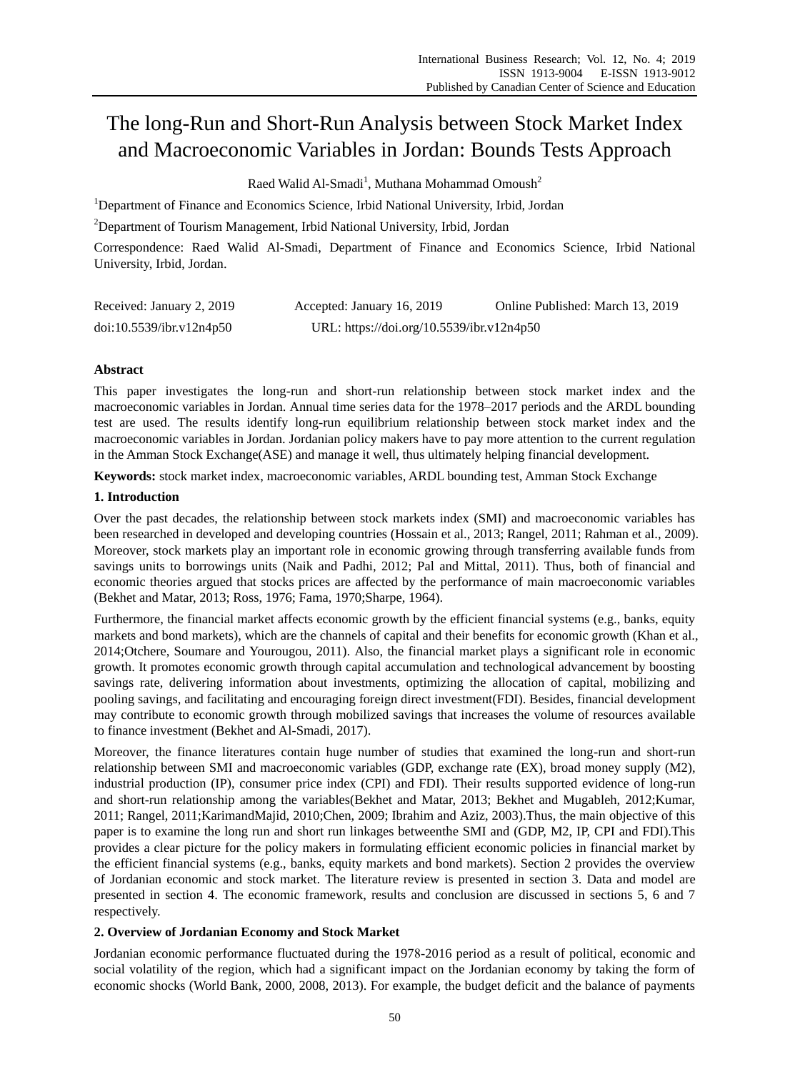# The long-Run and Short-Run Analysis between Stock Market Index and Macroeconomic Variables in Jordan: Bounds Tests Approach

Raed Walid Al-Smadi[1], Muthana Mohammad Omoush[2]

[1]Department of Finance and Economics Science, Irbid National University, Irbid, Jordan

[2]Department of Tourism Management, Irbid National University, Irbid, Jordan

Correspondence: Raed Walid Al-Smadi, Department of Finance and Economics Science, Irbid National University, Irbid, Jordan.

Received: January 2, 2019  Accepted: January 16, 2019  Online Published: March 13, 2019

doi:10.5539/ibr.v12n4p50  URL: https://doi.org/10.5539/ibr.v12n4p50

**Abstract**

This paper investigates the long-run and short-run relationship between stock market index and the macroeconomic variables in Jordan. Annual time series data for the 1978–2017 periods and the ARDL bounding test are used. The results identify long-run equilibrium relationship between stock market index and the macroeconomic variables in Jordan. Jordanian policy makers have to pay more attention to the current regulation in the Amman Stock Exchange(ASE) and manage it well, thus ultimately helping financial development.

**Keywords:** stock market index, macroeconomic variables, ARDL bounding test, Amman Stock Exchange

## 1. Introduction

Over the past decades, the relationship between stock markets index (SMI) and macroeconomic variables has been researched in developed and developing countries (Hossain et al., 2013; Rangel, 2011; Rahman et al., 2009). Moreover, stock markets play an important role in economic growing through transferring available funds from savings units to borrowings units (Naik and Padhi, 2012; Pal and Mittal, 2011). Thus, both of financial and economic theories argued that stocks prices are affected by the performance of main macroeconomic variables (Bekhet and Matar, 2013; Ross, 1976; Fama, 1970;Sharpe, 1964).

Furthermore, the financial market affects economic growth by the efficient financial systems (e.g., banks, equity markets and bond markets), which are the channels of capital and their benefits for economic growth (Khan et al., 2014;Otchere, Soumare and Yourougou, 2011). Also, the financial market plays a significant role in economic growth. It promotes economic growth through capital accumulation and technological advancement by boosting savings rate, delivering information about investments, optimizing the allocation of capital, mobilizing and pooling savings, and facilitating and encouraging foreign direct investment(FDI). Besides, financial development may contribute to economic growth through mobilized savings that increases the volume of resources available to finance investment (Bekhet and Al-Smadi, 2017).

Moreover, the finance literatures contain huge number of studies that examined the long-run and short-run relationship between SMI and macroeconomic variables (GDP, exchange rate (EX), broad money supply (M2), industrial production (IP), consumer price index (CPI) and FDI). Their results supported evidence of long-run and short-run relationship among the variables(Bekhet and Matar, 2013; Bekhet and Mugableh, 2012;Kumar, 2011; Rangel, 2011;KarimandMajid, 2010;Chen, 2009; Ibrahim and Aziz, 2003).Thus, the main objective of this paper is to examine the long run and short run linkages betweenthe SMI and (GDP, M2, IP, CPI and FDI).This provides a clear picture for the policy makers in formulating efficient economic policies in financial market by the efficient financial systems (e.g., banks, equity markets and bond markets). Section 2 provides the overview of Jordanian economic and stock market. The literature review is presented in section 3. Data and model are presented in section 4. The economic framework, results and conclusion are discussed in sections 5, 6 and 7 respectively.

## 2. Overview of Jordanian Economy and Stock Market

Jordanian economic performance fluctuated during the 1978-2016 period as a result of political, economic and social volatility of the region, which had a significant impact on the Jordanian economy by taking the form of economic shocks (World Bank, 2000, 2008, 2013). For example, the budget deficit and the balance of payments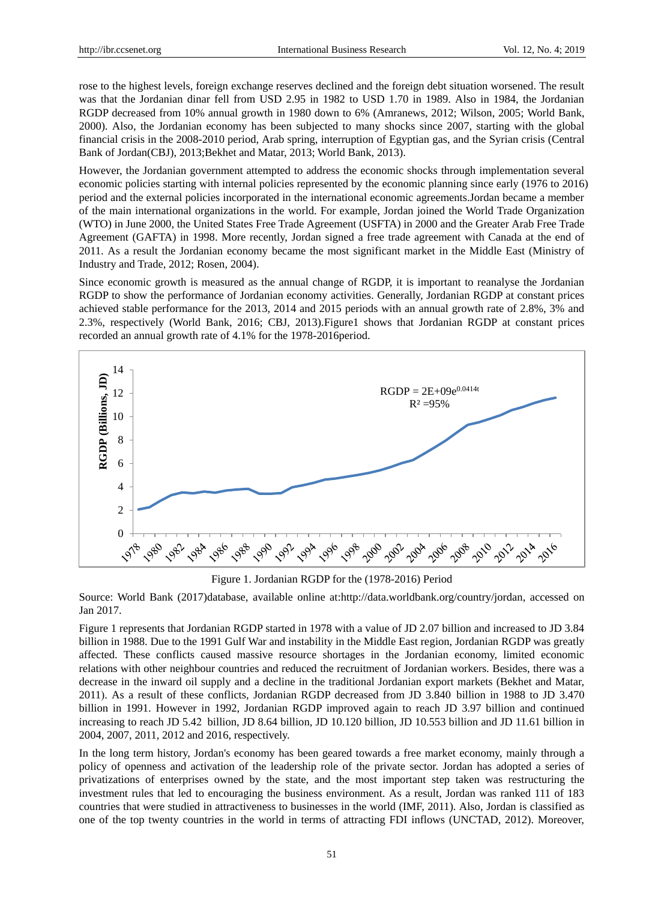rose to the highest levels, foreign exchange reserves declined and the foreign debt situation worsened. The result was that the Jordanian dinar fell from USD 2.95 in 1982 to USD 1.70 in 1989. Also in 1984, the Jordanian RGDP decreased from 10% annual growth in 1980 down to 6% (Amranews, 2012; Wilson, 2005; World Bank, 2000). Also, the Jordanian economy has been subjected to many shocks since 2007, starting with the global financial crisis in the 2008-2010 period, Arab spring, interruption of Egyptian gas, and the Syrian crisis (Central Bank of Jordan(CBJ), 2013;Bekhet and Matar, 2013; World Bank, 2013).

However, the Jordanian government attempted to address the economic shocks through implementation several economic policies starting with internal policies represented by the economic planning since early (1976 to 2016) period and the external policies incorporated in the international economic agreements.Jordan became a member of the main international organizations in the world. For example, Jordan joined the World Trade Organization (WTO) in June 2000, the United States Free Trade Agreement (USFTA) in 2000 and the Greater Arab Free Trade Agreement (GAFTA) in 1998. More recently, Jordan signed a free trade agreement with Canada at the end of 2011. As a result the Jordanian economy became the most significant market in the Middle East (Ministry of Industry and Trade, 2012; Rosen, 2004).

Since economic growth is measured as the annual change of RGDP, it is important to reanalyse the Jordanian RGDP to show the performance of Jordanian economy activities. Generally, Jordanian RGDP at constant prices achieved stable performance for the 2013, 2014 and 2015 periods with an annual growth rate of 2.8%, 3% and 2.3%, respectively (World Bank, 2016; CBJ, 2013).Figure1 shows that Jordanian RGDP at constant prices recorded an annual growth rate of 4.1% for the 1978-2016period.

$$RGDP = 2E+09e^{0.0414t}$$
$$R^2 = 95\%$$

Figure 1. Jordanian RGDP for the (1978-2016) Period

Source: World Bank (2017)database, available online at:http://data.worldbank.org/country/jordan, accessed on Jan 2017.

Figure 1 represents that Jordanian RGDP started in 1978 with a value of JD 2.07 billion and increased to JD 3.84 billion in 1988. Due to the 1991 Gulf War and instability in the Middle East region, Jordanian RGDP was greatly affected. These conflicts caused massive resource shortages in the Jordanian economy, limited economic relations with other neighbour countries and reduced the recruitment of Jordanian workers. Besides, there was a decrease in the inward oil supply and a decline in the traditional Jordanian export markets (Bekhet and Matar, 2011). As a result of these conflicts, Jordanian RGDP decreased from JD 3.840 billion in 1988 to JD 3.470 billion in 1991. However in 1992, Jordanian RGDP improved again to reach JD 3.97 billion and continued increasing to reach JD 5.42 billion, JD 8.64 billion, JD 10.120 billion, JD 10.553 billion and JD 11.61 billion in 2004, 2007, 2011, 2012 and 2016, respectively.

In the long term history, Jordan's economy has been geared towards a free market economy, mainly through a policy of openness and activation of the leadership role of the private sector. Jordan has adopted a series of privatizations of enterprises owned by the state, and the most important step taken was restructuring the investment rules that led to encouraging the business environment. As a result, Jordan was ranked 111 of 183 countries that were studied in attractiveness to businesses in the world (IMF, 2011). Also, Jordan is classified as one of the top twenty countries in the world in terms of attracting FDI inflows (UNCTAD, 2012). Moreover,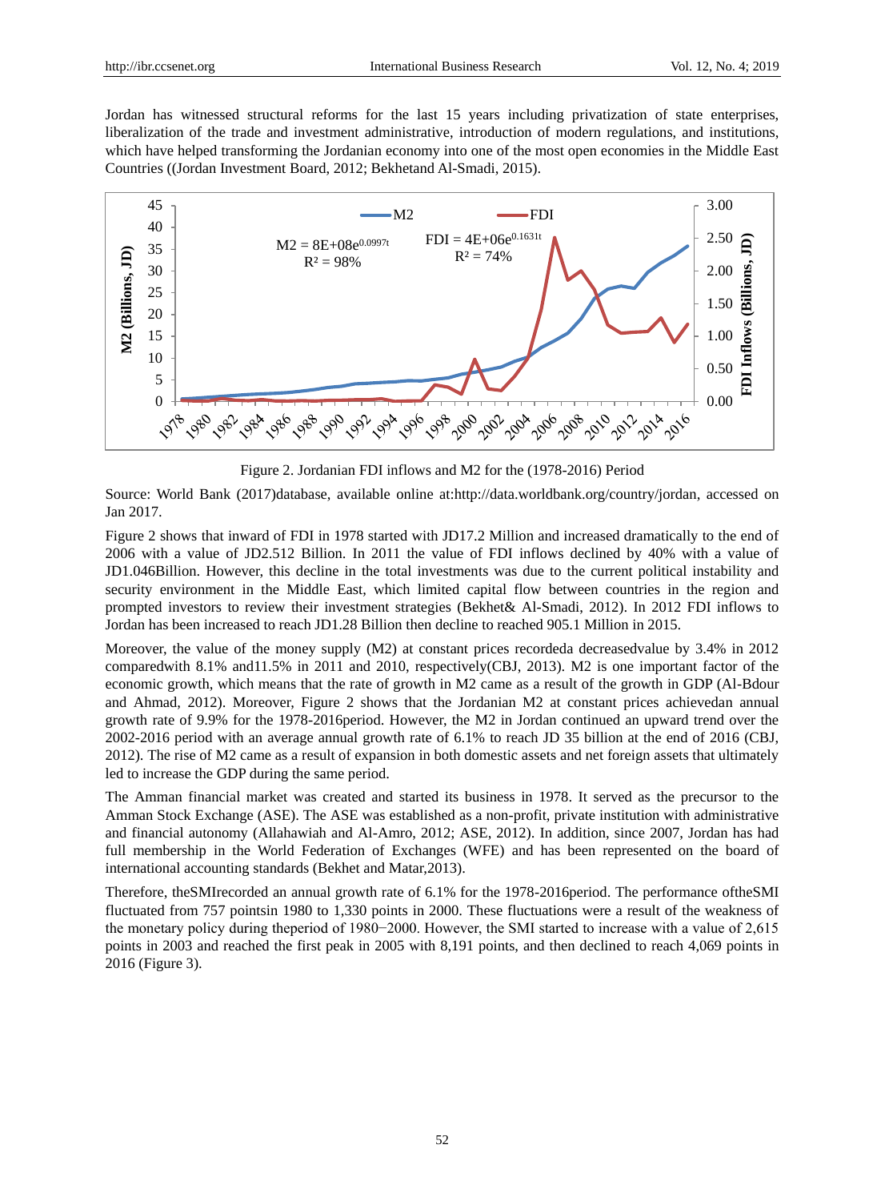Jordan has witnessed structural reforms for the last 15 years including privatization of state enterprises, liberalization of the trade and investment administrative, introduction of modern regulations, and institutions, which have helped transforming the Jordanian economy into one of the most open economies in the Middle East Countries ((Jordan Investment Board, 2012; Bekhetand Al-Smadi, 2015).

Figure 2. Jordanian FDI inflows and M2 for the (1978-2016) Period

Source: World Bank (2017)database, available online at:http://data.worldbank.org/country/jordan, accessed on Jan 2017.

Figure 2 shows that inward of FDI in 1978 started with JD17.2 Million and increased dramatically to the end of 2006 with a value of JD2.512 Billion. In 2011 the value of FDI inflows declined by 40% with a value of JD1.046Billion. However, this decline in the total investments was due to the current political instability and security environment in the Middle East, which limited capital flow between countries in the region and prompted investors to review their investment strategies (Bekhet& Al-Smadi, 2012). In 2012 FDI inflows to Jordan has been increased to reach JD1.28 Billion then decline to reached 905.1 Million in 2015.

Moreover, the value of the money supply (M2) at constant prices recordeda decreasedvalue by 3.4% in 2012 comparedwith 8.1% and11.5% in 2011 and 2010, respectively(CBJ, 2013). M2 is one important factor of the economic growth, which means that the rate of growth in M2 came as a result of the growth in GDP (Al-Bdour and Ahmad, 2012). Moreover, Figure 2 shows that the Jordanian M2 at constant prices achievedan annual growth rate of 9.9% for the 1978-2016period. However, the M2 in Jordan continued an upward trend over the 2002-2016 period with an average annual growth rate of 6.1% to reach JD 35 billion at the end of 2016 (CBJ, 2012). The rise of M2 came as a result of expansion in both domestic assets and net foreign assets that ultimately led to increase the GDP during the same period.

The Amman financial market was created and started its business in 1978. It served as the precursor to the Amman Stock Exchange (ASE). The ASE was established as a non-profit, private institution with administrative and financial autonomy (Allahawiah and Al-Amro, 2012; ASE, 2012). In addition, since 2007, Jordan has had full membership in the World Federation of Exchanges (WFE) and has been represented on the board of international accounting standards (Bekhet and Matar,2013).

Therefore, theSMIrecorded an annual growth rate of 6.1% for the 1978-2016period. The performance oftheSMI fluctuated from 757 pointsin 1980 to 1,330 points in 2000. These fluctuations were a result of the weakness of the monetary policy during theperiod of 1980−2000. However, the SMI started to increase with a value of 2,615 points in 2003 and reached the first peak in 2005 with 8,191 points, and then declined to reach 4,069 points in 2016 (Figure 3).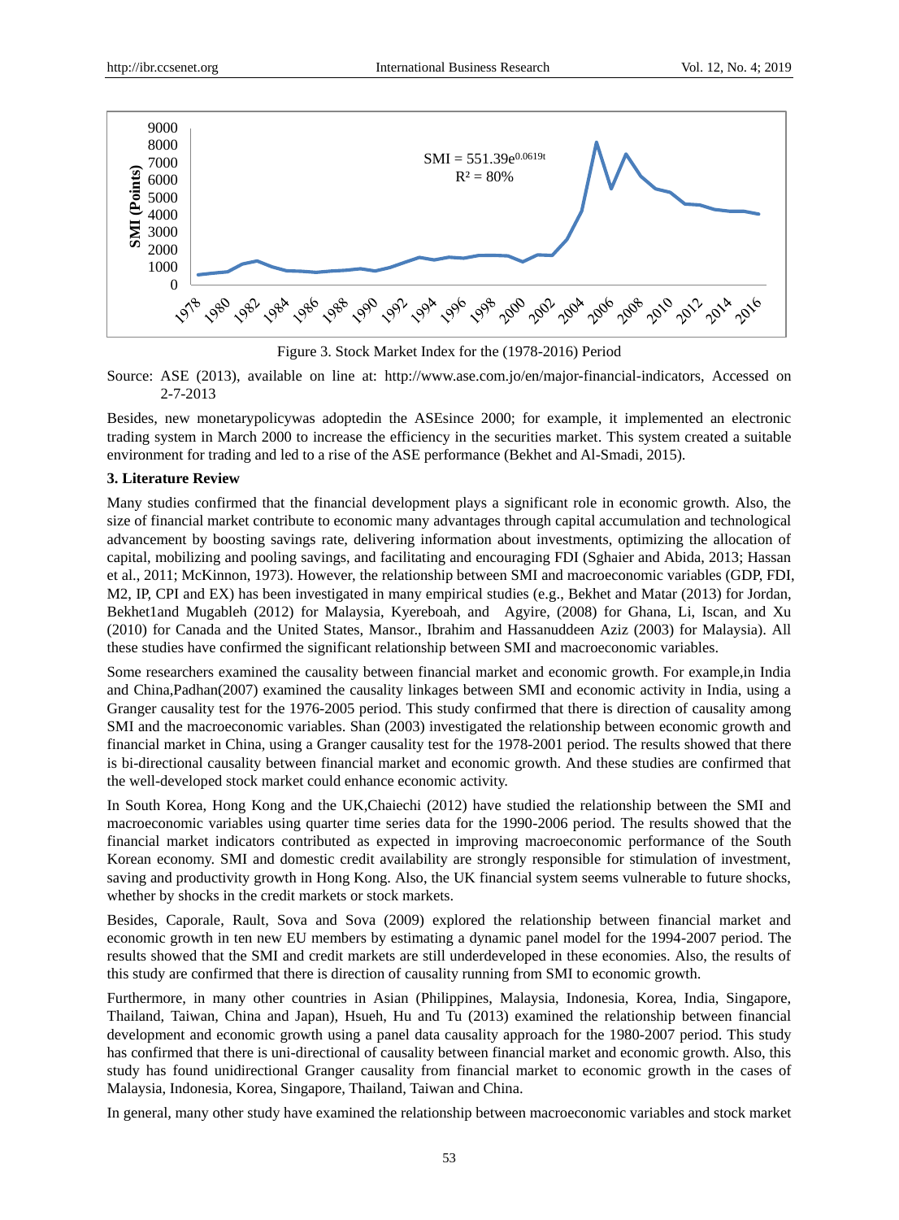Figure 3. Stock Market Index for the (1978-2016) Period

Source: ASE (2013), available on line at: http://www.ase.com.jo/en/major-financial-indicators, Accessed on 2-7-2013

Besides, new monetarypolicywas adoptedin the ASEsince 2000; for example, it implemented an electronic trading system in March 2000 to increase the efficiency in the securities market. This system created a suitable environment for trading and led to a rise of the ASE performance (Bekhet and Al-Smadi, 2015).

### 3. Literature Review

Many studies confirmed that the financial development plays a significant role in economic growth. Also, the size of financial market contribute to economic many advantages through capital accumulation and technological advancement by boosting savings rate, delivering information about investments, optimizing the allocation of capital, mobilizing and pooling savings, and facilitating and encouraging FDI (Sghaier and Abida, 2013; Hassan et al., 2011; McKinnon, 1973). However, the relationship between SMI and macroeconomic variables (GDP, FDI, M2, IP, CPI and EX) has been investigated in many empirical studies (e.g., Bekhet and Matar (2013) for Jordan, Bekhet1and Mugableh (2012) for Malaysia, Kyereboah, and Agyire, (2008) for Ghana, Li, Iscan, and Xu (2010) for Canada and the United States, Mansor., Ibrahim and Hassanuddeen Aziz (2003) for Malaysia). All these studies have confirmed the significant relationship between SMI and macroeconomic variables.

Some researchers examined the causality between financial market and economic growth. For example,in India and China,Padhan(2007) examined the causality linkages between SMI and economic activity in India, using a Granger causality test for the 1976-2005 period. This study confirmed that there is direction of causality among SMI and the macroeconomic variables. Shan (2003) investigated the relationship between economic growth and financial market in China, using a Granger causality test for the 1978-2001 period. The results showed that there is bi-directional causality between financial market and economic growth. And these studies are confirmed that the well-developed stock market could enhance economic activity.

In South Korea, Hong Kong and the UK,Chaiechi (2012) have studied the relationship between the SMI and macroeconomic variables using quarter time series data for the 1990-2006 period. The results showed that the financial market indicators contributed as expected in improving macroeconomic performance of the South Korean economy. SMI and domestic credit availability are strongly responsible for stimulation of investment, saving and productivity growth in Hong Kong. Also, the UK financial system seems vulnerable to future shocks, whether by shocks in the credit markets or stock markets.

Besides, Caporale, Rault, Sova and Sova (2009) explored the relationship between financial market and economic growth in ten new EU members by estimating a dynamic panel model for the 1994-2007 period. The results showed that the SMI and credit markets are still underdeveloped in these economies. Also, the results of this study are confirmed that there is direction of causality running from SMI to economic growth.

Furthermore, in many other countries in Asian (Philippines, Malaysia, Indonesia, Korea, India, Singapore, Thailand, Taiwan, China and Japan), Hsueh, Hu and Tu (2013) examined the relationship between financial development and economic growth using a panel data causality approach for the 1980-2007 period. This study has confirmed that there is uni-directional of causality between financial market and economic growth. Also, this study has found unidirectional Granger causality from financial market to economic growth in the cases of Malaysia, Indonesia, Korea, Singapore, Thailand, Taiwan and China.

In general, many other study have examined the relationship between macroeconomic variables and stock market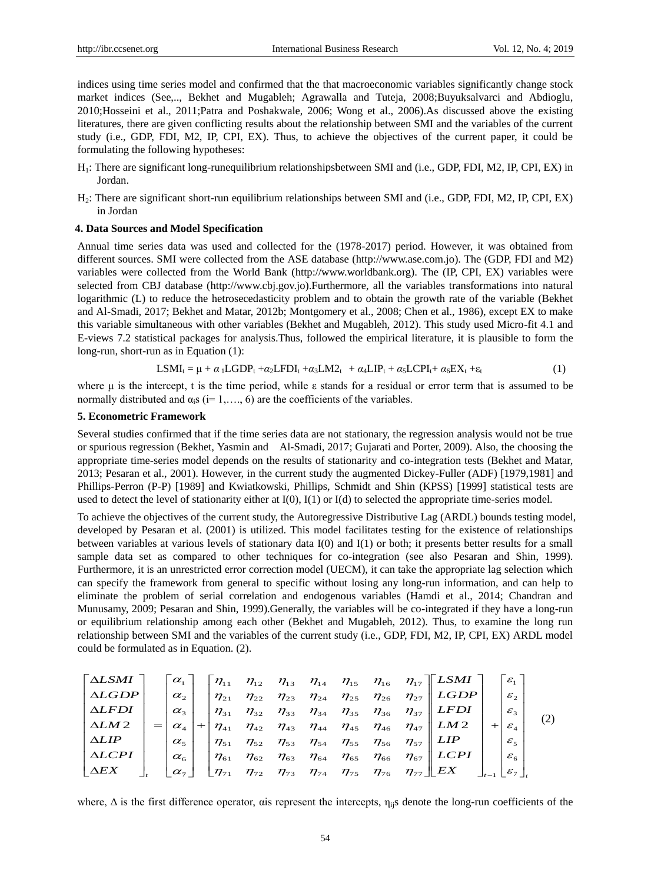indices using time series model and confirmed that the that macroeconomic variables significantly change stock market indices (See,.., Bekhet and Mugableh; Agrawalla and Tuteja, 2008;Buyuksalvarci and Abdioglu, 2010;Hosseini et al., 2011;Patra and Poshakwale, 2006; Wong et al., 2006).As discussed above the existing literatures, there are given conflicting results about the relationship between SMI and the variables of the current study (i.e., GDP, FDI, M2, IP, CPI, EX). Thus, to achieve the objectives of the current paper, it could be formulating the following hypotheses:

$H_1$: There are significant long-runequilibrium relationshipsbetween SMI and (i.e., GDP, FDI, M2, IP, CPI, EX) in Jordan.

$H_2$: There are significant short-run equilibrium relationships between SMI and (i.e., GDP, FDI, M2, IP, CPI, EX) in Jordan

## 4. Data Sources and Model Specification

Annual time series data was used and collected for the (1978-2017) period. However, it was obtained from different sources. SMI were collected from the ASE database (http://www.ase.com.jo). The (GDP, FDI and M2) variables were collected from the World Bank (http://www.worldbank.org). The (IP, CPI, EX) variables were selected from CBJ database (http://www.cbj.gov.jo).Furthermore, all the variables transformations into natural logarithmic (L) to reduce the hetrosecedasticity problem and to obtain the growth rate of the variable (Bekhet and Al-Smadi, 2017; Bekhet and Matar, 2012b; Montgomery et al., 2008; Chen et al., 1986), except EX to make this variable simultaneous with other variables (Bekhet and Mugableh, 2012). This study used Micro-fit 4.1 and E-views 7.2 statistical packages for analysis.Thus, followed the empirical literature, it is plausible to form the long-run, short-run as in Equation (1):

$$LSMI_t = \mu + \alpha_1 LGDP_t + \alpha_2 LFDI_t + \alpha_3 LM2_t + \alpha_4 LIP_t + \alpha_5 LCPI_t + \alpha_6 EX_t + \varepsilon_t \tag{1}$$

where $\mu$ is the intercept, t is the time period, while $\varepsilon$ stands for a residual or error term that is assumed to be normally distributed and $\alpha_i$s (i= 1,…., 6) are the coefficients of the variables.

## 5. Econometric Framework

Several studies confirmed that if the time series data are not stationary, the regression analysis would not be true or spurious regression (Bekhet, Yasmin and Al-Smadi, 2017; Gujarati and Porter, 2009). Also, the choosing the appropriate time-series model depends on the results of stationarity and co-integration tests (Bekhet and Matar, 2013; Pesaran et al., 2001). However, in the current study the augmented Dickey-Fuller (ADF) [1979,1981] and Phillips-Perron (P-P) [1989] and Kwiatkowski, Phillips, Schmidt and Shin (KPSS) [1999] statistical tests are used to detect the level of stationarity either at I(0), I(1) or I(d) to selected the appropriate time-series model.

To achieve the objectives of the current study, the Autoregressive Distributive Lag (ARDL) bounds testing model, developed by Pesaran et al. (2001) is utilized. This model facilitates testing for the existence of relationships between variables at various levels of stationary data I(0) and I(1) or both; it presents better results for a small sample data set as compared to other techniques for co-integration (see also Pesaran and Shin, 1999). Furthermore, it is an unrestricted error correction model (UECM), it can take the appropriate lag selection which can specify the framework from general to specific without losing any long-run information, and can help to eliminate the problem of serial correlation and endogenous variables (Hamdi et al., 2014; Chandran and Munusamy, 2009; Pesaran and Shin, 1999).Generally, the variables will be co-integrated if they have a long-run or equilibrium relationship among each other (Bekhet and Mugableh, 2012). Thus, to examine the long run relationship between SMI and the variables of the current study (i.e., GDP, FDI, M2, IP, CPI, EX) ARDL model could be formulated as in Equation. (2).

$$\begin{bmatrix} \Delta LSMI \\ \Delta LGDP \\ \Delta LFDI \\ \Delta LM2 \\ \Delta LIP \\ \Delta LCPI \\ \Delta EX \end{bmatrix}_t = \begin{bmatrix} \alpha_1 \\ \alpha_2 \\ \alpha_3 \\ \alpha_4 \\ \alpha_5 \\ \alpha_6 \\ \alpha_7 \end{bmatrix} + \begin{bmatrix} \eta_{11} & \eta_{12} & \eta_{13} & \eta_{14} & \eta_{15} & \eta_{16} & \eta_{17} \\ \eta_{21} & \eta_{22} & \eta_{23} & \eta_{24} & \eta_{25} & \eta_{26} & \eta_{27} \\ \eta_{31} & \eta_{32} & \eta_{33} & \eta_{34} & \eta_{35} & \eta_{36} & \eta_{37} \\ \eta_{41} & \eta_{42} & \eta_{43} & \eta_{44} & \eta_{45} & \eta_{46} & \eta_{47} \\ \eta_{51} & \eta_{52} & \eta_{53} & \eta_{54} & \eta_{55} & \eta_{56} & \eta_{57} \\ \eta_{61} & \eta_{62} & \eta_{63} & \eta_{64} & \eta_{65} & \eta_{66} & \eta_{67} \\ \eta_{71} & \eta_{72} & \eta_{73} & \eta_{74} & \eta_{75} & \eta_{76} & \eta_{77} \end{bmatrix} \begin{bmatrix} LSMI \\ LGDP \\ LFDI \\ LM2 \\ LIP \\ LCPI \\ EX \end{bmatrix}_{t-1} + \begin{bmatrix} \varepsilon_1 \\ \varepsilon_2 \\ \varepsilon_3 \\ \varepsilon_4 \\ \varepsilon_5 \\ \varepsilon_6 \\ \varepsilon_7 \end{bmatrix}_t \tag{2}$$

where, $\Delta$ is the first difference operator, $\alpha_i$s represent the intercepts, $\eta_{ij}$s denote the long-run coefficients of the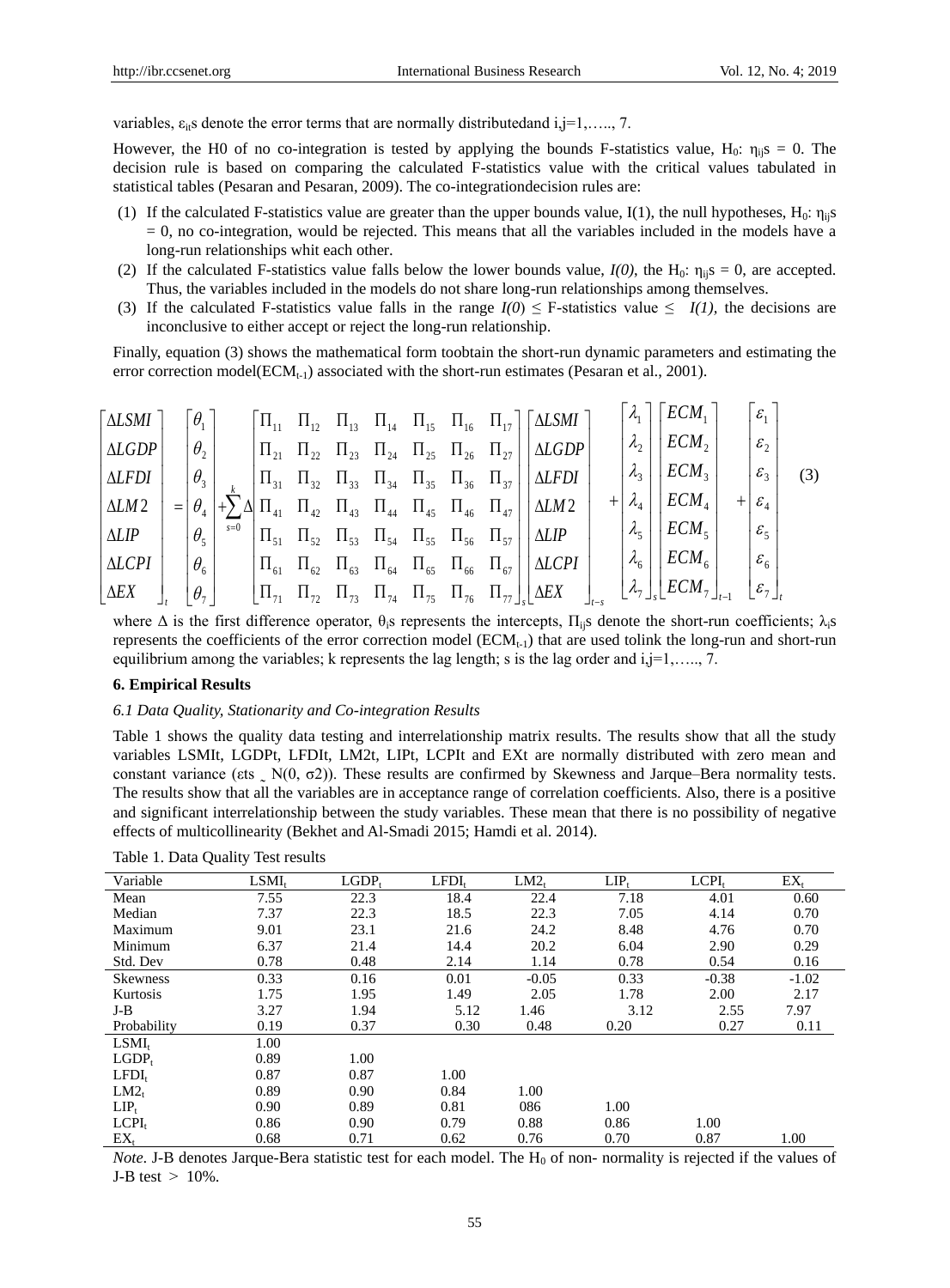variables, $\varepsilon_{it}$s denote the error terms that are normally distributedand i,j=1,….., 7.

However, the H0 of no co-integration is tested by applying the bounds F-statistics value, $H_0$: $\eta_{ij}$s = 0. The decision rule is based on comparing the calculated F-statistics value with the critical values tabulated in statistical tables (Pesaran and Pesaran, 2009). The co-integrationdecision rules are:

(1) If the calculated F-statistics value are greater than the upper bounds value, I(1), the null hypotheses, $H_0$: $\eta_{ij}$s = 0, no co-integration, would be rejected. This means that all the variables included in the models have a long-run relationships whit each other.

(2) If the calculated F-statistics value falls below the lower bounds value, *I(0)*, the $H_0$: $\eta_{ij}$s = 0, are accepted. Thus, the variables included in the models do not share long-run relationships among themselves.

(3) If the calculated F-statistics value falls in the range *I(0)* ≤ F-statistics value ≤ *I(1)*, the decisions are inconclusive to either accept or reject the long-run relationship.

Finally, equation (3) shows the mathematical form toobtain the short-run dynamic parameters and estimating the error correction model($ECM_{t-1}$) associated with the short-run estimates (Pesaran et al., 2001).

$$\begin{bmatrix} \Delta LSMI \\ \Delta LGDP \\ \Delta LFDI \\ \Delta LM2 \\ \Delta LIP \\ \Delta LCPI \\ \Delta EX \end{bmatrix}_t = \begin{bmatrix} \theta_1 \\ \theta_2 \\ \theta_3 \\ \theta_4 \\ \theta_5 \\ \theta_6 \\ \theta_7 \end{bmatrix} + \sum_{s=0}^{k} \Delta \begin{bmatrix} \Pi_{11} & \Pi_{12} & \Pi_{13} & \Pi_{14} & \Pi_{15} & \Pi_{16} & \Pi_{17} \\ \Pi_{21} & \Pi_{22} & \Pi_{23} & \Pi_{24} & \Pi_{25} & \Pi_{26} & \Pi_{27} \\ \Pi_{31} & \Pi_{32} & \Pi_{33} & \Pi_{34} & \Pi_{35} & \Pi_{36} & \Pi_{37} \\ \Pi_{41} & \Pi_{42} & \Pi_{43} & \Pi_{44} & \Pi_{45} & \Pi_{46} & \Pi_{47} \\ \Pi_{51} & \Pi_{52} & \Pi_{53} & \Pi_{54} & \Pi_{55} & \Pi_{56} & \Pi_{57} \\ \Pi_{61} & \Pi_{62} & \Pi_{63} & \Pi_{64} & \Pi_{65} & \Pi_{66} & \Pi_{67} \\ \Pi_{71} & \Pi_{72} & \Pi_{73} & \Pi_{74} & \Pi_{75} & \Pi_{76} & \Pi_{77} \end{bmatrix}_s \begin{bmatrix} \Delta LSMI \\ \Delta LGDP \\ \Delta LFDI \\ \Delta LM2 \\ \Delta LIP \\ \Delta LCPI \\ \Delta EX \end{bmatrix}_{t-s} + \begin{bmatrix} \lambda_1 \\ \lambda_2 \\ \lambda_3 \\ \lambda_4 \\ \lambda_5 \\ \lambda_6 \\ \lambda_7 \end{bmatrix}_s \begin{bmatrix} ECM_1 \\ ECM_2 \\ ECM_3 \\ ECM_4 \\ ECM_5 \\ ECM_6 \\ ECM_7 \end{bmatrix}_{t-1} + \begin{bmatrix} \varepsilon_1 \\ \varepsilon_2 \\ \varepsilon_3 \\ \varepsilon_4 \\ \varepsilon_5 \\ \varepsilon_6 \\ \varepsilon_7 \end{bmatrix}_t \quad (3)$$

where Δ is the first difference operator, $\theta_i$s represents the intercepts, $\Pi_{ij}$s denote the short-run coefficients; $\lambda_i$s represents the coefficients of the error correction model ($ECM_{t-1}$) that are used tolink the long-run and short-run equilibrium among the variables; k represents the lag length; s is the lag order and i,j=1,….., 7.

## 6. Empirical Results

### 6.1 Data Quality, Stationarity and Co-integration Results

Table 1 shows the quality data testing and interrelationship matrix results. The results show that all the study variables LSMIt, LGDPt, LFDIt, LM2t, LIPt, LCPIt and EXt are normally distributed with zero mean and constant variance (εts ̮ N(0, σ2)). These results are confirmed by Skewness and Jarque–Bera normality tests. The results show that all the variables are in acceptance range of correlation coefficients. Also, there is a positive and significant interrelationship between the study variables. These mean that there is no possibility of negative effects of multicollinearity (Bekhet and Al-Smadi 2015; Hamdi et al. 2014).

Table 1. Data Quality Test results

| Variable | $LSMI_t$ | $LGDP_t$ | $LFDI_t$ | $LM2_t$ | $LIP_t$ | $LCPI_t$ | $EX_t$ |
|---|---|---|---|---|---|---|---|
| Mean | 7.55 | 22.3 | 18.4 | 22.4 | 7.18 | 4.01 | 0.60 |
| Median | 7.37 | 22.3 | 18.5 | 22.3 | 7.05 | 4.14 | 0.70 |
| Maximum | 9.01 | 23.1 | 21.6 | 24.2 | 8.48 | 4.76 | 0.70 |
| Minimum | 6.37 | 21.4 | 14.4 | 20.2 | 6.04 | 2.90 | 0.29 |
| Std. Dev | 0.78 | 0.48 | 2.14 | 1.14 | 0.78 | 0.54 | 0.16 |
| Skewness | 0.33 | 0.16 | 0.01 | -0.05 | 0.33 | -0.38 | -1.02 |
| Kurtosis | 1.75 | 1.95 | 1.49 | 2.05 | 1.78 | 2.00 | 2.17 |
| J-B | 3.27 | 1.94 | 5.12 | 1.46 | 3.12 | 2.55 | 7.97 |
| Probability | 0.19 | 0.37 | 0.30 | 0.48 | 0.20 | 0.27 | 0.11 |
| $LSMI_t$ | 1.00 | | | | | | |
| $LGDP_t$ | 0.89 | 1.00 | | | | | |
| $LFDI_t$ | 0.87 | 0.87 | 1.00 | | | | |
| $LM2_t$ | 0.89 | 0.90 | 0.84 | 1.00 | | | |
| $LIP_t$ | 0.90 | 0.89 | 0.81 | 086 | 1.00 | | |
| $LCPI_t$ | 0.86 | 0.90 | 0.79 | 0.88 | 0.86 | 1.00 | |
| $EX_t$ | 0.68 | 0.71 | 0.62 | 0.76 | 0.70 | 0.87 | 1.00 |

*Note*. J-B denotes Jarque-Bera statistic test for each model. The $H_0$ of non- normality is rejected if the values of J-B test > 10%.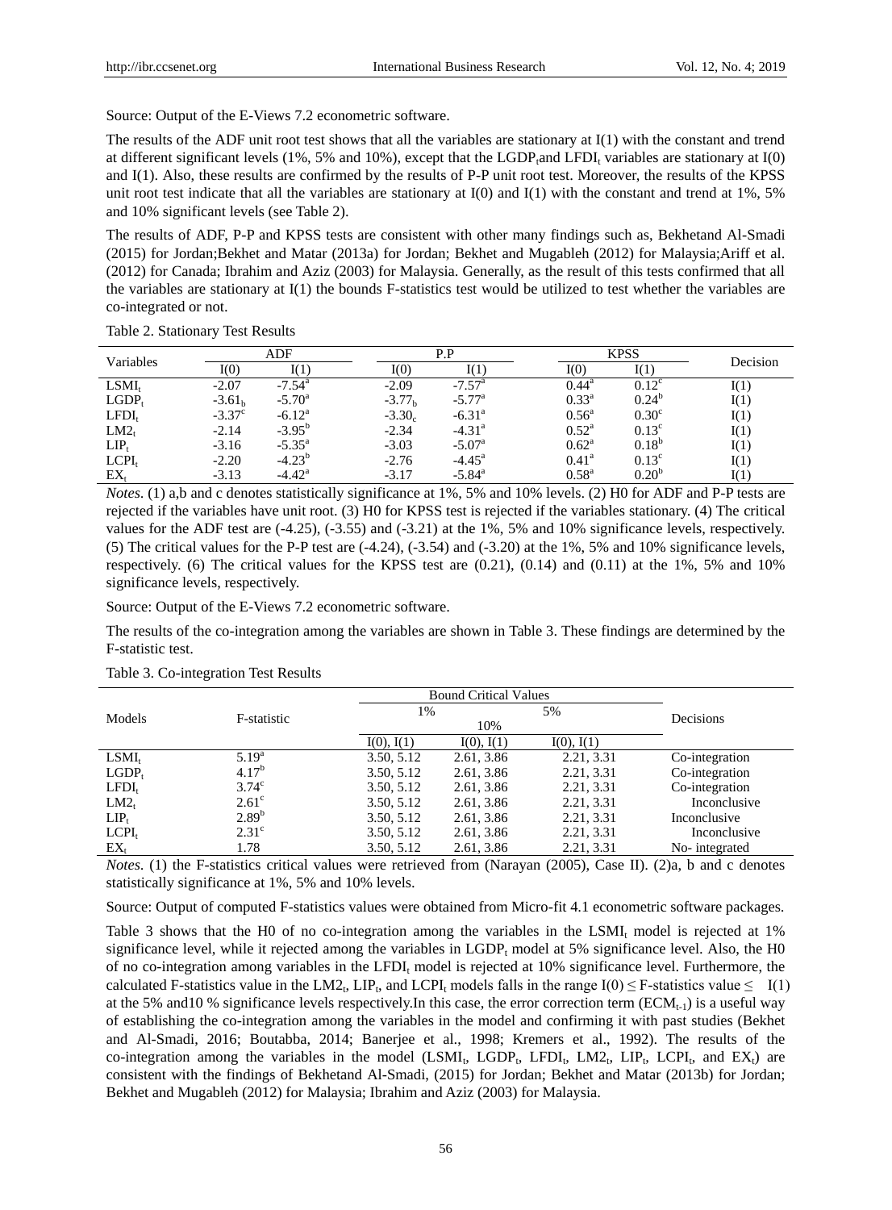Source: Output of the E-Views 7.2 econometric software.

The results of the ADF unit root test shows that all the variables are stationary at I(1) with the constant and trend at different significant levels (1%, 5% and 10%), except that the $LGDP_t$and $LFDI_t$ variables are stationary at I(0) and I(1). Also, these results are confirmed by the results of P-P unit root test. Moreover, the results of the KPSS unit root test indicate that all the variables are stationary at I(0) and I(1) with the constant and trend at 1%, 5% and 10% significant levels (see Table 2).

The results of ADF, P-P and KPSS tests are consistent with other many findings such as, Bekhetand Al-Smadi (2015) for Jordan;Bekhet and Matar (2013a) for Jordan; Bekhet and Mugableh (2012) for Malaysia;Ariff et al. (2012) for Canada; Ibrahim and Aziz (2003) for Malaysia. Generally, as the result of this tests confirmed that all the variables are stationary at I(1) the bounds F-statistics test would be utilized to test whether the variables are co-integrated or not.

Table 2. Stationary Test Results

| Variables | ADF | | P.P | | KPSS | | Decision |
|---|---|---|---|---|---|---|---|
| | I(0) | I(1) | I(0) | I(1) | I(0) | I(1) | |
| $LSMI_t$ | -2.07 | $-7.54^a$ | -2.09 | $-7.57^a$ | $0.44^a$ | $0.12^c$ | I(1) |
| $LGDP_t$ | $-3.61_b$ | $-5.70^a$ | $-3.77_b$ | $-5.77^a$ | $0.33^a$ | $0.24^b$ | I(1) |
| $LFDI_t$ | $-3.37^c$ | $-6.12^a$ | $-3.30_c$ | $-6.31^a$ | $0.56^a$ | $0.30^c$ | I(1) |
| $LM2_t$ | -2.14 | $-3.95^b$ | -2.34 | $-4.31^a$ | $0.52^a$ | $0.13^c$ | I(1) |
| $LIP_t$ | -3.16 | $-5.35^a$ | -3.03 | $-5.07^a$ | $0.62^a$ | $0.18^b$ | I(1) |
| $LCPI_t$ | -2.20 | $-4.23^b$ | -2.76 | $-4.45^a$ | $0.41^a$ | $0.13^c$ | I(1) |
| $EX_t$ | -3.13 | $-4.42^a$ | -3.17 | $-5.84^a$ | $0.58^a$ | $0.20^b$ | I(1) |

*Notes.* (1) a,b and c denotes statistically significance at 1%, 5% and 10% levels. (2) H0 for ADF and P-P tests are rejected if the variables have unit root. (3) H0 for KPSS test is rejected if the variables stationary. (4) The critical values for the ADF test are (-4.25), (-3.55) and (-3.21) at the 1%, 5% and 10% significance levels, respectively. (5) The critical values for the P-P test are (-4.24), (-3.54) and (-3.20) at the 1%, 5% and 10% significance levels, respectively. (6) The critical values for the KPSS test are (0.21), (0.14) and (0.11) at the 1%, 5% and 10% significance levels, respectively.

Source: Output of the E-Views 7.2 econometric software.

The results of the co-integration among the variables are shown in Table 3. These findings are determined by the F-statistic test.

Table 3. Co-integration Test Results

| Models | F-statistic | Bound Critical Values | | | Decisions |
|---|---|---|---|---|---|
| | | 1% | 10% | 5% | |
| | | I(0), I(1) | I(0), I(1) | I(0), I(1) | |
| $LSMI_t$ | $5.19^a$ | 3.50, 5.12 | 2.61, 3.86 | 2.21, 3.31 | Co-integration |
| $LGDP_t$ | $4.17^b$ | 3.50, 5.12 | 2.61, 3.86 | 2.21, 3.31 | Co-integration |
| $LFDI_t$ | $3.74^c$ | 3.50, 5.12 | 2.61, 3.86 | 2.21, 3.31 | Co-integration |
| $LM2_t$ | $2.61^c$ | 3.50, 5.12 | 2.61, 3.86 | 2.21, 3.31 | Inconclusive |
| $LIP_t$ | $2.89^b$ | 3.50, 5.12 | 2.61, 3.86 | 2.21, 3.31 | Inconclusive |
| $LCPI_t$ | $2.31^c$ | 3.50, 5.12 | 2.61, 3.86 | 2.21, 3.31 | Inconclusive |
| $EX_t$ | 1.78 | 3.50, 5.12 | 2.61, 3.86 | 2.21, 3.31 | No- integrated |

*Notes.* (1) the F-statistics critical values were retrieved from (Narayan (2005), Case II). (2)a, b and c denotes statistically significance at 1%, 5% and 10% levels.

Source: Output of computed F-statistics values were obtained from Micro-fit 4.1 econometric software packages.

Table 3 shows that the H0 of no co-integration among the variables in the $LSMI_t$ model is rejected at 1% significance level, while it rejected among the variables in $LGDP_t$ model at 5% significance level. Also, the H0 of no co-integration among variables in the $LFDI_t$ model is rejected at 10% significance level. Furthermore, the calculated F-statistics value in the $LM2_t$, $LIP_t$, and $LCPI_t$ models falls in the range I(0) ≤ F-statistics value ≤ I(1) at the 5% and10 % significance levels respectively.In this case, the error correction term ($ECM_{t-1}$) is a useful way of establishing the co-integration among the variables in the model and confirming it with past studies (Bekhet and Al-Smadi, 2016; Boutabba, 2014; Banerjee et al., 1998; Kremers et al., 1992). The results of the co-integration among the variables in the model ($LSMI_t$, $LGDP_t$, $LFDI_t$, $LM2_t$, $LIP_t$, $LCPI_t$, and $EX_t$) are consistent with the findings of Bekhetand Al-Smadi, (2015) for Jordan; Bekhet and Matar (2013b) for Jordan; Bekhet and Mugableh (2012) for Malaysia; Ibrahim and Aziz (2003) for Malaysia.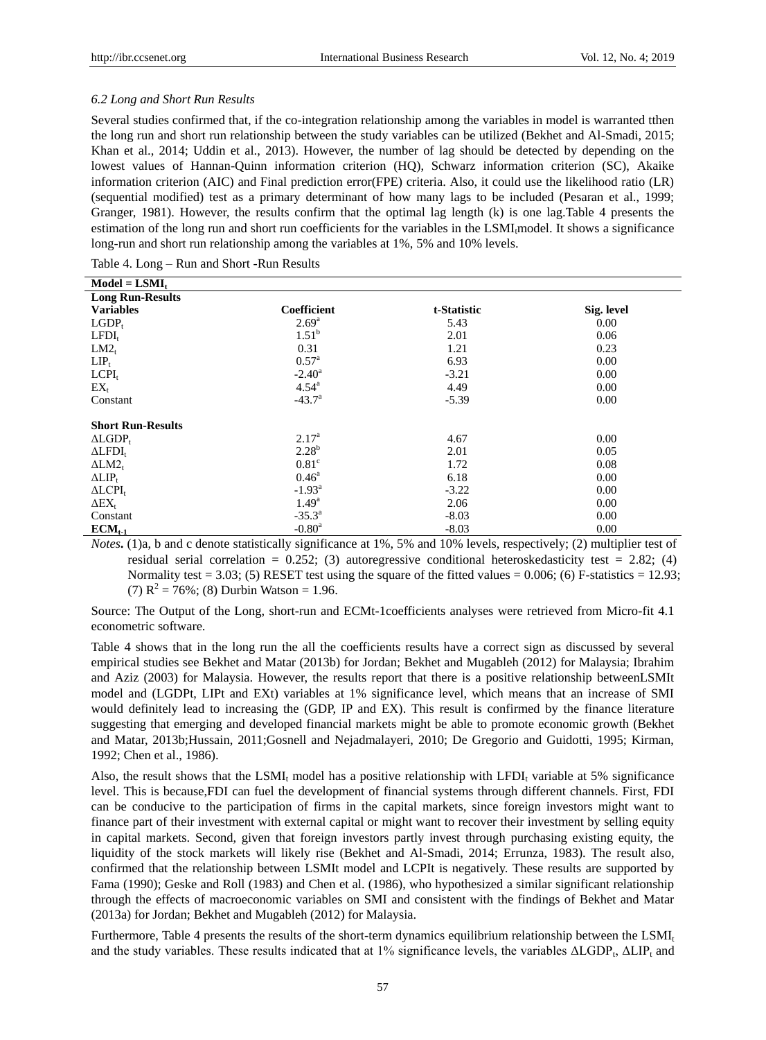### *6.2 Long and Short Run Results*

Several studies confirmed that, if the co-integration relationship among the variables in model is warranted tthen the long run and short run relationship between the study variables can be utilized (Bekhet and Al-Smadi, 2015; Khan et al., 2014; Uddin et al., 2013). However, the number of lag should be detected by depending on the lowest values of Hannan-Quinn information criterion (HQ), Schwarz information criterion (SC), Akaike information criterion (AIC) and Final prediction error(FPE) criteria. Also, it could use the likelihood ratio (LR) (sequential modified) test as a primary determinant of how many lags to be included (Pesaran et al., 1999; Granger, 1981). However, the results confirm that the optimal lag length (k) is one lag.Table 4 presents the estimation of the long run and short run coefficients for the variables in the $LSMI_t$model. It shows a significance long-run and short run relationship among the variables at 1%, 5% and 10% levels.

Table 4. Long – Run and Short -Run Results

| **Model = $LSMI_t$** | | | |
|---|---|---|---|
| **Long Run-Results** | | | |
| **Variables** | **Coefficient** | **t-Statistic** | **Sig. level** |
| $LGDP_t$ | $2.69^a$ | 5.43 | 0.00 |
| $LFDI_t$ | $1.51^b$ | 2.01 | 0.06 |
| $LM2_t$ | 0.31 | 1.21 | 0.23 |
| $LIP_t$ | $0.57^a$ | 6.93 | 0.00 |
| $LCPI_t$ | $-2.40^a$ | -3.21 | 0.00 |
| $EX_t$ | $4.54^a$ | 4.49 | 0.00 |
| Constant | $-43.7^a$ | -5.39 | 0.00 |
| **Short Run-Results** | | | |
| $\Delta LGDP_t$ | $2.17^a$ | 4.67 | 0.00 |
| $\Delta LFDI_t$ | $2.28^b$ | 2.01 | 0.05 |
| $\Delta LM2_t$ | $0.81^c$ | 1.72 | 0.08 |
| $\Delta LIP_t$ | $0.46^a$ | 6.18 | 0.00 |
| $\Delta LCPI_t$ | $-1.93^a$ | -3.22 | 0.00 |
| $\Delta EX_t$ | $1.49^a$ | 2.06 | 0.00 |
| Constant | $-35.3^a$ | -8.03 | 0.00 |
| **$ECM_{t-1}$** | $-0.80^a$ | -8.03 | 0.00 |

*Notes***.** (1)a, b and c denote statistically significance at 1%, 5% and 10% levels, respectively; (2) multiplier test of residual serial correlation = 0.252; (3) autoregressive conditional heteroskedasticity test = 2.82; (4) Normality test = 3.03; (5) RESET test using the square of the fitted values = 0.006; (6) F-statistics = 12.93; (7) $R^2$ = 76%; (8) Durbin Watson = 1.96.

Source: The Output of the Long, short-run and ECMt-1coefficients analyses were retrieved from Micro-fit 4.1 econometric software.

Table 4 shows that in the long run the all the coefficients results have a correct sign as discussed by several empirical studies see Bekhet and Matar (2013b) for Jordan; Bekhet and Mugableh (2012) for Malaysia; Ibrahim and Aziz (2003) for Malaysia. However, the results report that there is a positive relationship betweenLSMIt model and (LGDPt, LIPt and EXt) variables at 1% significance level, which means that an increase of SMI would definitely lead to increasing the (GDP, IP and EX). This result is confirmed by the finance literature suggesting that emerging and developed financial markets might be able to promote economic growth (Bekhet and Matar, 2013b;Hussain, 2011;Gosnell and Nejadmalayeri, 2010; De Gregorio and Guidotti, 1995; Kirman, 1992; Chen et al., 1986).

Also, the result shows that the $LSMI_t$ model has a positive relationship with $LFDI_t$ variable at 5% significance level. This is because,FDI can fuel the development of financial systems through different channels. First, FDI can be conducive to the participation of firms in the capital markets, since foreign investors might want to finance part of their investment with external capital or might want to recover their investment by selling equity in capital markets. Second, given that foreign investors partly invest through purchasing existing equity, the liquidity of the stock markets will likely rise (Bekhet and Al-Smadi, 2014; Errunza, 1983). The result also, confirmed that the relationship between LSMIt model and LCPIt is negatively. These results are supported by Fama (1990); Geske and Roll (1983) and Chen et al. (1986), who hypothesized a similar significant relationship through the effects of macroeconomic variables on SMI and consistent with the findings of Bekhet and Matar (2013a) for Jordan; Bekhet and Mugableh (2012) for Malaysia.

Furthermore, Table 4 presents the results of the short-term dynamics equilibrium relationship between the $LSMI_t$ and the study variables. These results indicated that at 1% significance levels, the variables $\Delta LGDP_t$, $\Delta LIP_t$ and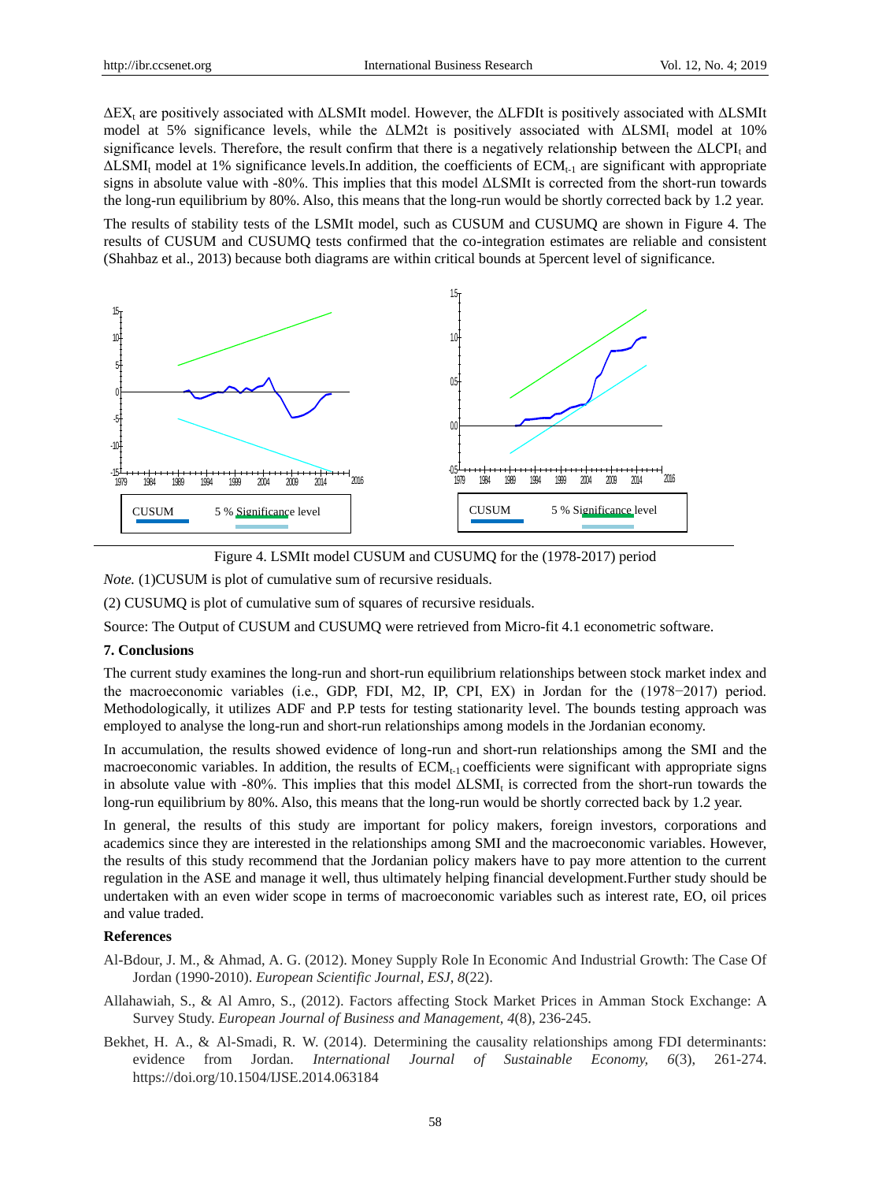$\Delta EX_t$ are positively associated with ΔLSMIt model. However, the ΔLFDIt is positively associated with ΔLSMIt model at 5% significance levels, while the ΔLM2t is positively associated with $\Delta LSMI_t$ model at 10% significance levels. Therefore, the result confirm that there is a negatively relationship between the $\Delta LCPI_t$ and $\Delta LSMI_t$ model at 1% significance levels.In addition, the coefficients of $ECM_{t-1}$ are significant with appropriate signs in absolute value with -80%. This implies that this model ΔLSMIt is corrected from the short-run towards the long-run equilibrium by 80%. Also, this means that the long-run would be shortly corrected back by 1.2 year.

The results of stability tests of the LSMIt model, such as CUSUM and CUSUMQ are shown in Figure 4. The results of CUSUM and CUSUMQ tests confirmed that the co-integration estimates are reliable and consistent (Shahbaz et al., 2013) because both diagrams are within critical bounds at 5percent level of significance.

Figure 4. LSMIt model CUSUM and CUSUMQ for the (1978-2017) period

*Note.* (1)CUSUM is plot of cumulative sum of recursive residuals.

(2) CUSUMQ is plot of cumulative sum of squares of recursive residuals.

Source: The Output of CUSUM and CUSUMQ were retrieved from Micro-fit 4.1 econometric software.

## 7. Conclusions

The current study examines the long-run and short-run equilibrium relationships between stock market index and the macroeconomic variables (i.e., GDP, FDI, M2, IP, CPI, EX) in Jordan for the (1978−2017) period. Methodologically, it utilizes ADF and P.P tests for testing stationarity level. The bounds testing approach was employed to analyse the long-run and short-run relationships among models in the Jordanian economy.

In accumulation, the results showed evidence of long-run and short-run relationships among the SMI and the macroeconomic variables. In addition, the results of $ECM_{t-1}$ coefficients were significant with appropriate signs in absolute value with -80%. This implies that this model $\Delta LSMI_t$ is corrected from the short-run towards the long-run equilibrium by 80%. Also, this means that the long-run would be shortly corrected back by 1.2 year.

In general, the results of this study are important for policy makers, foreign investors, corporations and academics since they are interested in the relationships among SMI and the macroeconomic variables. However, the results of this study recommend that the Jordanian policy makers have to pay more attention to the current regulation in the ASE and manage it well, thus ultimately helping financial development.Further study should be undertaken with an even wider scope in terms of macroeconomic variables such as interest rate, EO, oil prices and value traded.

## References

Al-Bdour, J. M., & Ahmad, A. G. (2012). Money Supply Role In Economic And Industrial Growth: The Case Of Jordan (1990-2010). *European Scientific Journal, ESJ, 8*(22).

Allahawiah, S., & Al Amro, S., (2012). Factors affecting Stock Market Prices in Amman Stock Exchange: A Survey Study. *European Journal of Business and Management, 4*(8), 236-245.

Bekhet, H. A., & Al-Smadi, R. W. (2014). Determining the causality relationships among FDI determinants: evidence from Jordan. *International Journal of Sustainable Economy, 6*(3), 261-274. https://doi.org/10.1504/IJSE.2014.063184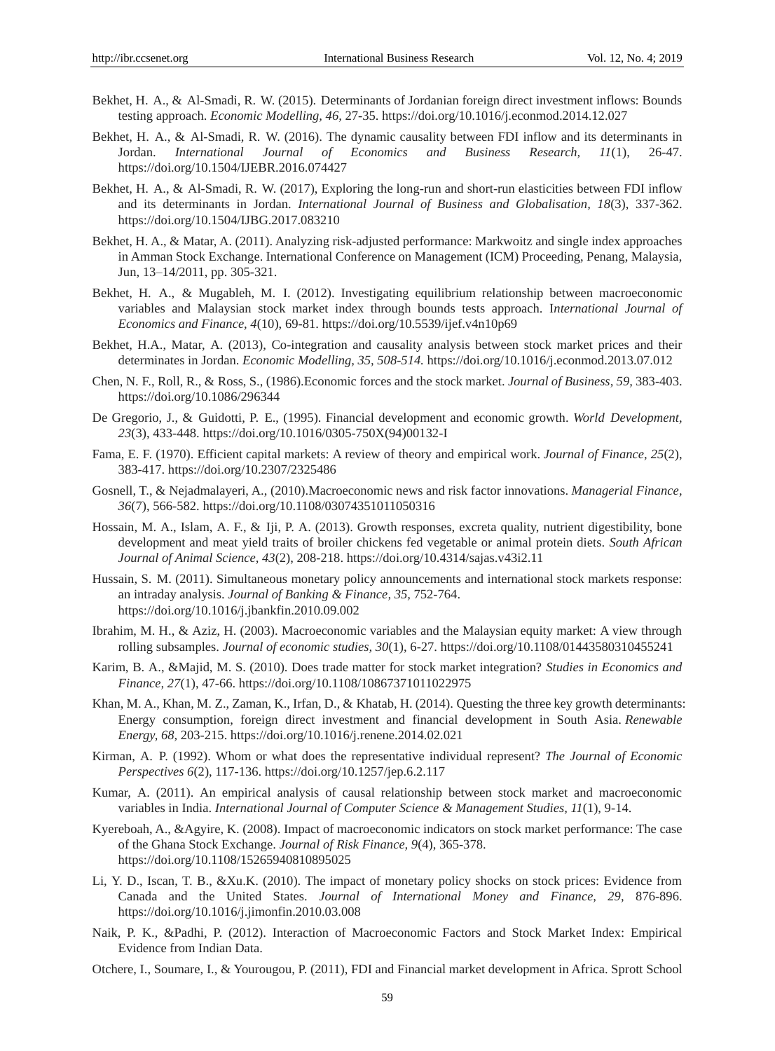Bekhet, H. A., & Al-Smadi, R. W. (2015). Determinants of Jordanian foreign direct investment inflows: Bounds testing approach. *Economic Modelling, 46,* 27-35. https://doi.org/10.1016/j.econmod.2014.12.027

Bekhet, H. A., & Al-Smadi, R. W. (2016). The dynamic causality between FDI inflow and its determinants in Jordan. *International Journal of Economics and Business Research*, *11*(1), 26-47. https://doi.org/10.1504/IJEBR.2016.074427

Bekhet, H. A., & Al-Smadi, R. W. (2017), Exploring the long-run and short-run elasticities between FDI inflow and its determinants in Jordan. *International Journal of Business and Globalisation, 18*(3), 337-362. https://doi.org/10.1504/IJBG.2017.083210

Bekhet, H. A., & Matar, A. (2011). Analyzing risk-adjusted performance: Markwoitz and single index approaches in Amman Stock Exchange. International Conference on Management (ICM) Proceeding, Penang, Malaysia, Jun, 13–14/2011, pp. 305-321.

Bekhet, H. A., & Mugableh, M. I. (2012). Investigating equilibrium relationship between macroeconomic variables and Malaysian stock market index through bounds tests approach. I*nternational Journal of Economics and Finance, 4*(10), 69-81. https://doi.org/10.5539/ijef.v4n10p69

Bekhet, H.A., Matar, A. (2013), Co-integration and causality analysis between stock market prices and their determinates in Jordan. *Economic Modelling, 35, 508-514.* https://doi.org/10.1016/j.econmod.2013.07.012

Chen, N. F., Roll, R., & Ross, S., (1986).Economic forces and the stock market. *Journal of Business, 59,* 383-403. https://doi.org/10.1086/296344

De Gregorio, J., & Guidotti, P. E., (1995). Financial development and economic growth. *World Development*, *23*(3), 433-448. https://doi.org/10.1016/0305-750X(94)00132-I

Fama, E. F. (1970). Efficient capital markets: A review of theory and empirical work. *Journal of Finance, 25*(2), 383-417. https://doi.org/10.2307/2325486

Gosnell, T., & Nejadmalayeri, A., (2010).Macroeconomic news and risk factor innovations. *Managerial Finance*, *36*(7), 566-582. https://doi.org/10.1108/03074351011050316

Hossain, M. A., Islam, A. F., & Iji, P. A. (2013). Growth responses, excreta quality, nutrient digestibility, bone development and meat yield traits of broiler chickens fed vegetable or animal protein diets. *South African Journal of Animal Science, 43*(2), 208-218. https://doi.org/10.4314/sajas.v43i2.11

Hussain, S. M. (2011). Simultaneous monetary policy announcements and international stock markets response: an intraday analysis. *Journal of Banking & Finance, 35*, 752-764. https://doi.org/10.1016/j.jbankfin.2010.09.002

Ibrahim, M. H., & Aziz, H. (2003). Macroeconomic variables and the Malaysian equity market: A view through rolling subsamples. *Journal of economic studies, 30*(1), 6-27. https://doi.org/10.1108/01443580310455241

Karim, B. A., &Majid, M. S. (2010). Does trade matter for stock market integration? *Studies in Economics and Finance, 27*(1), 47-66. https://doi.org/10.1108/10867371011022975

Khan, M. A., Khan, M. Z., Zaman, K., Irfan, D., & Khatab, H. (2014). Questing the three key growth determinants: Energy consumption, foreign direct investment and financial development in South Asia. *Renewable Energy, 68,* 203-215. https://doi.org/10.1016/j.renene.2014.02.021

Kirman, A. P. (1992). Whom or what does the representative individual represent? *The Journal of Economic Perspectives 6*(2), 117-136. https://doi.org/10.1257/jep.6.2.117

Kumar, A. (2011). An empirical analysis of causal relationship between stock market and macroeconomic variables in India. *International Journal of Computer Science & Management Studies, 11*(1), 9-14.

Kyereboah, A., &Agyire, K. (2008). Impact of macroeconomic indicators on stock market performance: The case of the Ghana Stock Exchange. *Journal of Risk Finance, 9*(4), 365-378. https://doi.org/10.1108/15265940810895025

Li, Y. D., Iscan, T. B., &Xu.K. (2010). The impact of monetary policy shocks on stock prices: Evidence from Canada and the United States. *Journal of International Money and Finance, 29,* 876-896. https://doi.org/10.1016/j.jimonfin.2010.03.008

Naik, P. K., &Padhi, P. (2012). Interaction of Macroeconomic Factors and Stock Market Index: Empirical Evidence from Indian Data.

Otchere, I., Soumare, I., & Yourougou, P. (2011), FDI and Financial market development in Africa. Sprott School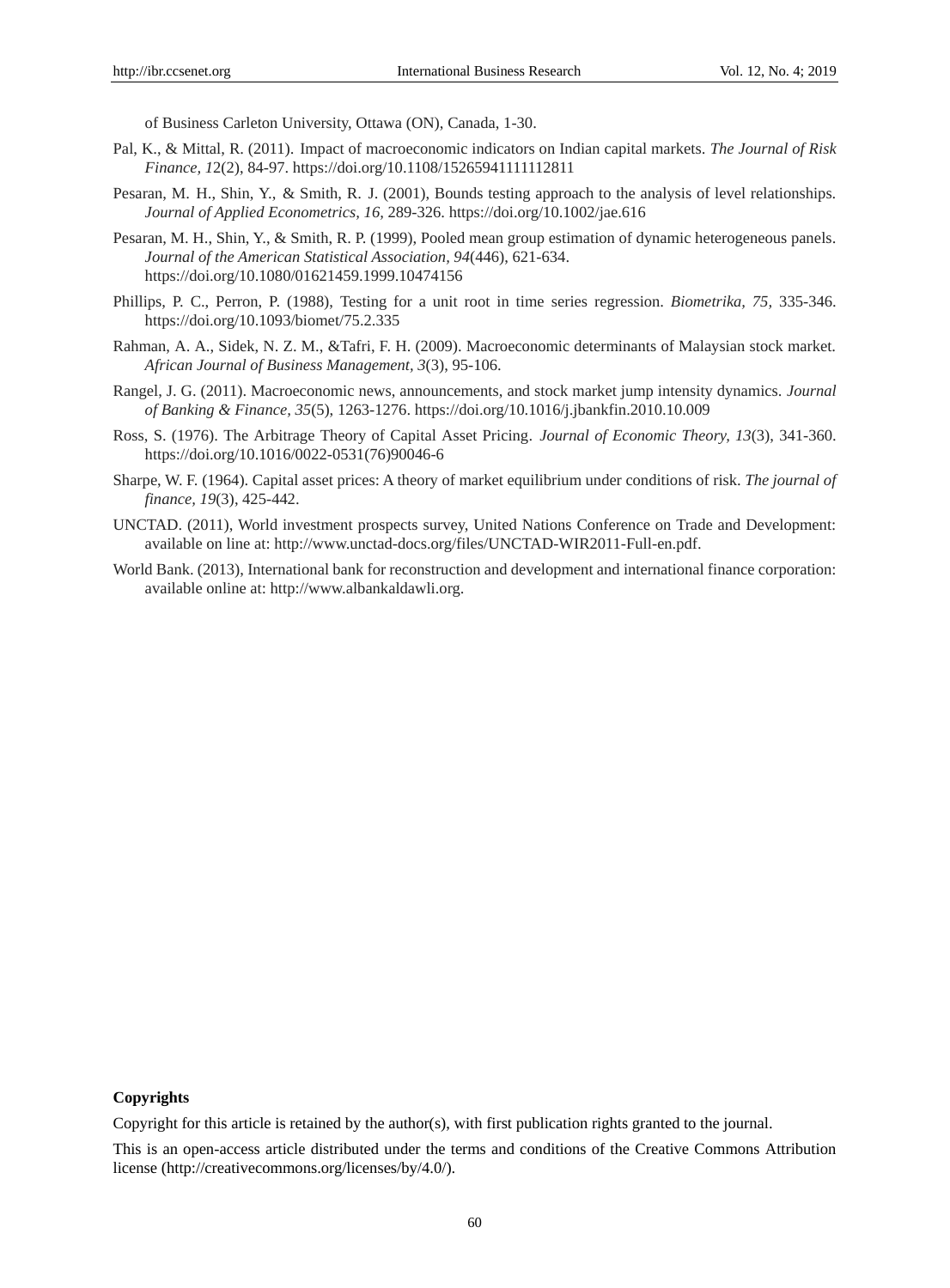of Business Carleton University, Ottawa (ON), Canada, 1-30.

Pal, K., & Mittal, R. (2011). Impact of macroeconomic indicators on Indian capital markets. *The Journal of Risk Finance, 12*(2), 84-97. https://doi.org/10.1108/15265941111112811

Pesaran, M. H., Shin, Y., & Smith, R. J. (2001), Bounds testing approach to the analysis of level relationships. *Journal of Applied Econometrics, 16,* 289-326. https://doi.org/10.1002/jae.616

Pesaran, M. H., Shin, Y., & Smith, R. P. (1999), Pooled mean group estimation of dynamic heterogeneous panels. *Journal of the American Statistical Association, 94*(446), 621-634. https://doi.org/10.1080/01621459.1999.10474156

Phillips, P. C., Perron, P. (1988), Testing for a unit root in time series regression. *Biometrika, 75,* 335-346. https://doi.org/10.1093/biomet/75.2.335

Rahman, A. A., Sidek, N. Z. M., &Tafri, F. H. (2009). Macroeconomic determinants of Malaysian stock market. *African Journal of Business Management, 3*(3), 95-106.

Rangel, J. G. (2011). Macroeconomic news, announcements, and stock market jump intensity dynamics. *Journal of Banking & Finance, 35*(5), 1263-1276. https://doi.org/10.1016/j.jbankfin.2010.10.009

Ross, S. (1976). The Arbitrage Theory of Capital Asset Pricing. *Journal of Economic Theory, 13*(3), 341-360. https://doi.org/10.1016/0022-0531(76)90046-6

Sharpe, W. F. (1964). Capital asset prices: A theory of market equilibrium under conditions of risk. *The journal of finance, 19*(3), 425-442.

UNCTAD. (2011), World investment prospects survey, United Nations Conference on Trade and Development: available on line at: http://www.unctad-docs.org/files/UNCTAD-WIR2011-Full-en.pdf.

World Bank. (2013), International bank for reconstruction and development and international finance corporation: available online at: http://www.albankaldawli.org.

**Copyrights**

Copyright for this article is retained by the author(s), with first publication rights granted to the journal.

This is an open-access article distributed under the terms and conditions of the Creative Commons Attribution license (http://creativecommons.org/licenses/by/4.0/).